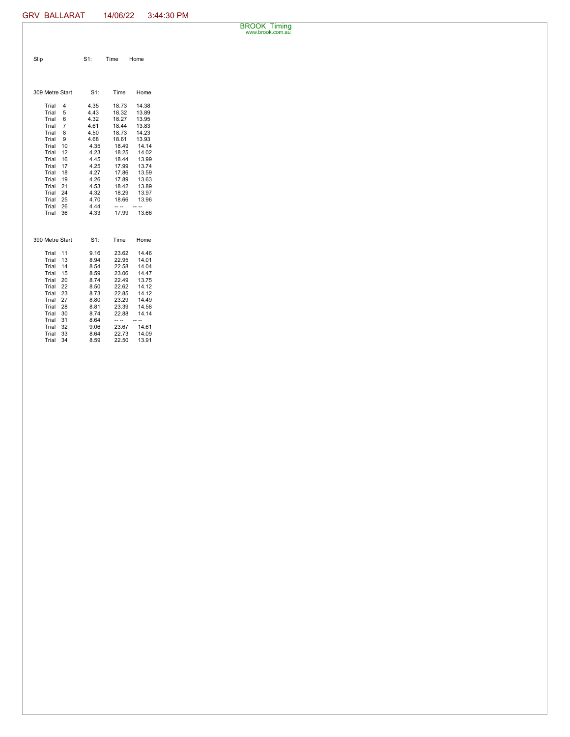GRV BALLARAT 14/06/22 3:44:30 PM

BROOK Timing
www.brook.com.au

| Slip | S1: | Time | Home |
| --- | --- | --- | --- |

| 309 Metre Start | S1: | Time | Home |
| --- | --- | --- | --- |
| Trial 4 | 4.35 | 18.73 | 14.38 |
| Trial 5 | 4.43 | 18.32 | 13.89 |
| Trial 6 | 4.32 | 18.27 | 13.95 |
| Trial 7 | 4.61 | 18.44 | 13.83 |
| Trial 8 | 4.50 | 18.73 | 14.23 |
| Trial 9 | 4.68 | 18.61 | 13.93 |
| Trial 10 | 4.35 | 18.49 | 14.14 |
| Trial 12 | 4.23 | 18.25 | 14.02 |
| Trial 16 | 4.45 | 18.44 | 13.99 |
| Trial 17 | 4.25 | 17.99 | 13.74 |
| Trial 18 | 4.27 | 17.86 | 13.59 |
| Trial 19 | 4.26 | 17.89 | 13.63 |
| Trial 21 | 4.53 | 18.42 | 13.89 |
| Trial 24 | 4.32 | 18.29 | 13.97 |
| Trial 25 | 4.70 | 18.66 | 13.96 |
| Trial 26 | 4.44 | -- -- | -- -- |
| Trial 36 | 4.33 | 17.99 | 13.66 |

| 390 Metre Start | S1: | Time | Home |
| --- | --- | --- | --- |
| Trial 11 | 9.16 | 23.62 | 14.46 |
| Trial 13 | 8.94 | 22.95 | 14.01 |
| Trial 14 | 8.54 | 22.58 | 14.04 |
| Trial 15 | 8.59 | 23.06 | 14.47 |
| Trial 20 | 8.74 | 22.49 | 13.75 |
| Trial 22 | 8.50 | 22.62 | 14.12 |
| Trial 23 | 8.73 | 22.85 | 14.12 |
| Trial 27 | 8.80 | 23.29 | 14.49 |
| Trial 28 | 8.81 | 23.39 | 14.58 |
| Trial 30 | 8.74 | 22.88 | 14.14 |
| Trial 31 | 8.64 | -- -- | -- -- |
| Trial 32 | 9.06 | 23.67 | 14.61 |
| Trial 33 | 8.64 | 22.73 | 14.09 |
| Trial 34 | 8.59 | 22.50 | 13.91 |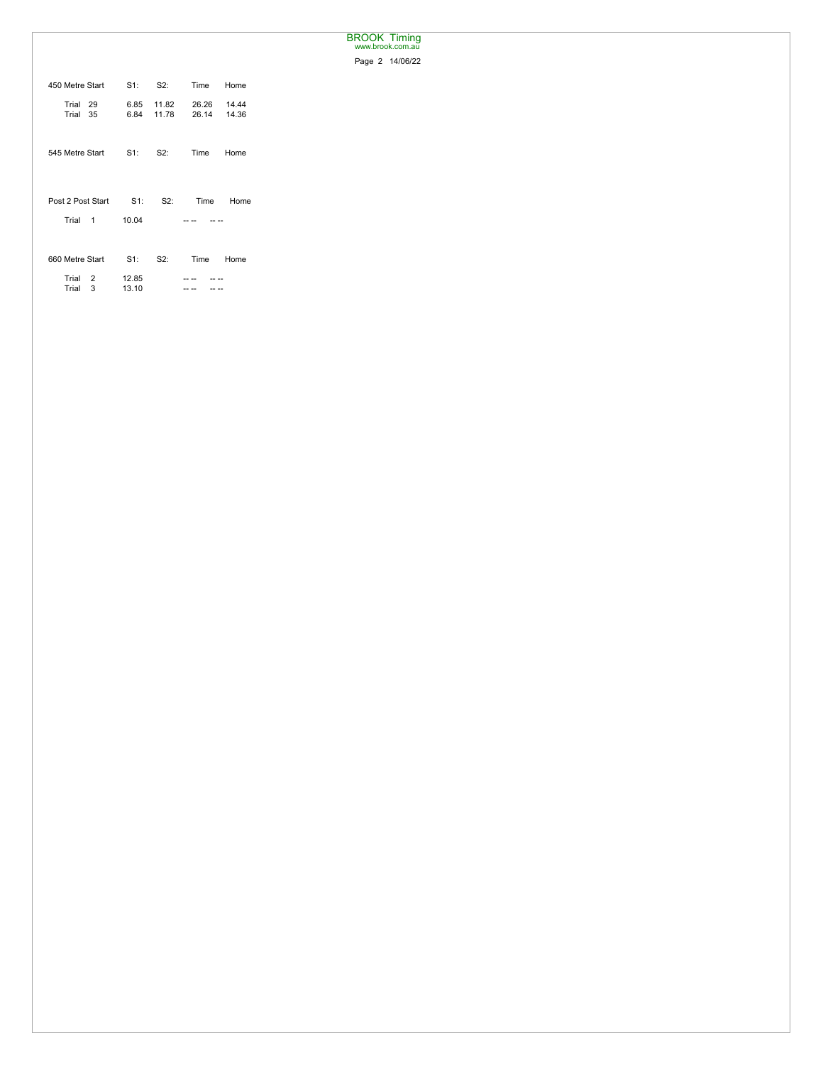| 450 Metre Start | S1: | S2: | Time | Home |
|---|---|---|---|---|
| Trial 29 | 6.85 | 11.82 | 26.26 | 14.44 |
| Trial 35 | 6.84 | 11.78 | 26.14 | 14.36 |

| 545 Metre Start | S1: | S2: | Time | Home |
|---|---|---|---|---|

| Post 2 Post Start | S1: | S2: | Time | Home |
|---|---|---|---|---|
| Trial 1 | 10.04 | | -- -- | -- -- |

| 660 Metre Start | S1: | S2: | Time | Home |
|---|---|---|---|---|
| Trial 2 | 12.85 | | -- -- | -- -- |
| Trial 3 | 13.10 | | -- -- | -- -- |